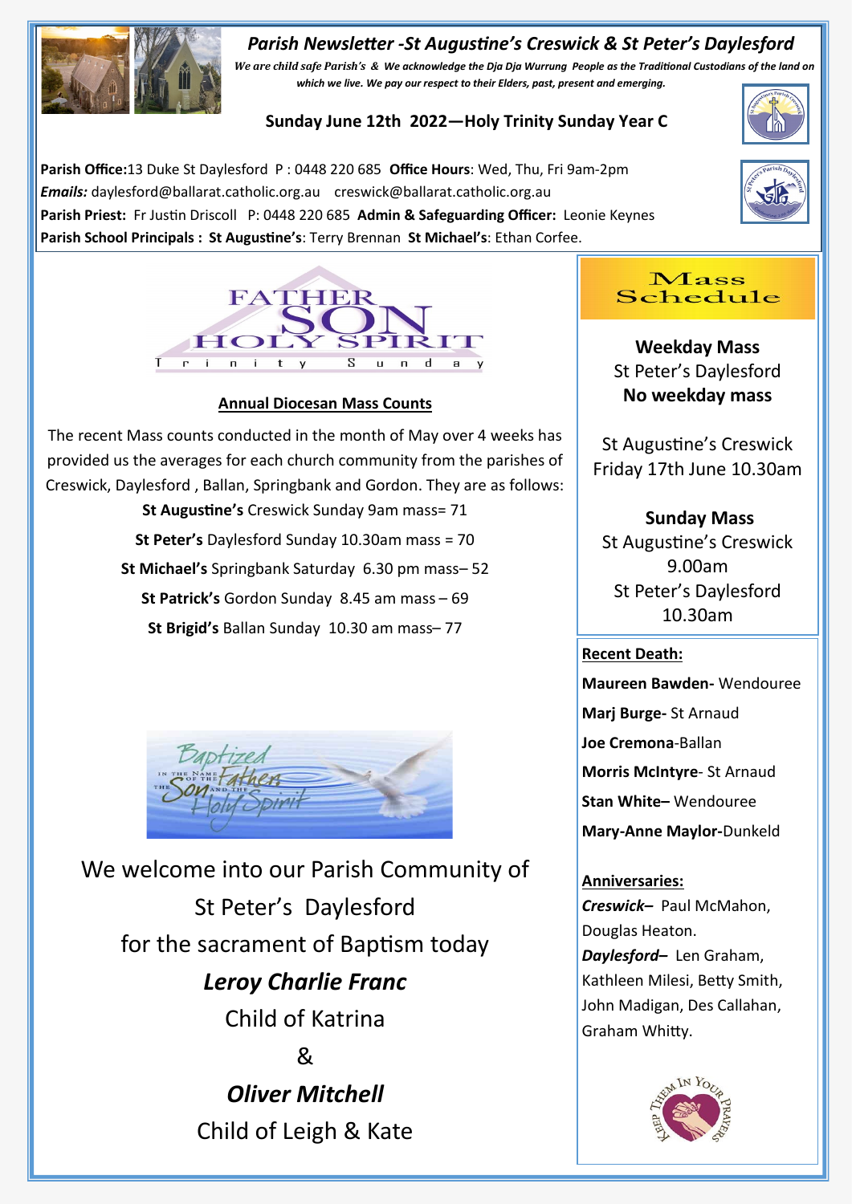# Parish Newsletter -St Augustine's Creswick & St Peter's Daylesford

*We are child safe Parish's & We acknowledge the Dja Dja Wurrung People as the Traditional Custodians of the land on which we live. We pay our respect to their Elders, past, present and emerging.*

**Sunday June 12th 2022—Holy Trinity Sunday Year C**

**Parish Office:** 13 Duke St Daylesford P : 0448 220 685 **Office Hours**: Wed, Thu, Fri 9am-2pm
***Emails:*** daylesford@ballarat.catholic.org.au creswick@ballarat.catholic.org.au
**Parish Priest:** Fr Justin Driscoll P: 0448 220 685 **Admin & Safeguarding Officer:** Leonie Keynes
**Parish School Principals : St Augustine's**: Terry Brennan **St Michael's**: Ethan Corfee.

FATHER SON HOLY SPIRIT
Trinity Sunday

## Annual Diocesan Mass Counts

The recent Mass counts conducted in the month of May over 4 weeks has provided us the averages for each church community from the parishes of Creswick, Daylesford , Ballan, Springbank and Gordon. They are as follows:

**St Augustine's** Creswick Sunday 9am mass= 71
**St Peter's** Daylesford Sunday 10.30am mass = 70
**St Michael's** Springbank Saturday 6.30 pm mass– 52
**St Patrick's** Gordon Sunday 8.45 am mass – 69
**St Brigid's** Ballan Sunday 10.30 am mass– 77

Baptized in the Name of the Father, the Son and the Holy Spirit

We welcome into our Parish Community of St Peter's Daylesford for the sacrament of Baptism today

***Leroy Charlie Franc***
Child of Katrina

&

***Oliver Mitchell***
Child of Leigh & Kate

## Mass Schedule

**Weekday Mass**
St Peter's Daylesford
**No weekday mass**

St Augustine's Creswick
Friday 17th June 10.30am

**Sunday Mass**
St Augustine's Creswick
9.00am
St Peter's Daylesford
10.30am

**Recent Death:**

**Maureen Bawden-** Wendouree
**Marj Burge-** St Arnaud
**Joe Cremona**-Ballan
**Morris McIntyre**- St Arnaud
**Stan White–** Wendouree
**Mary-Anne Maylor-**Dunkeld

**Anniversaries:**

***Creswick–*** Paul McMahon, Douglas Heaton.
***Daylesford–*** Len Graham, Kathleen Milesi, Betty Smith, John Madigan, Des Callahan, Graham Whitty.

Keep Them In Your Prayers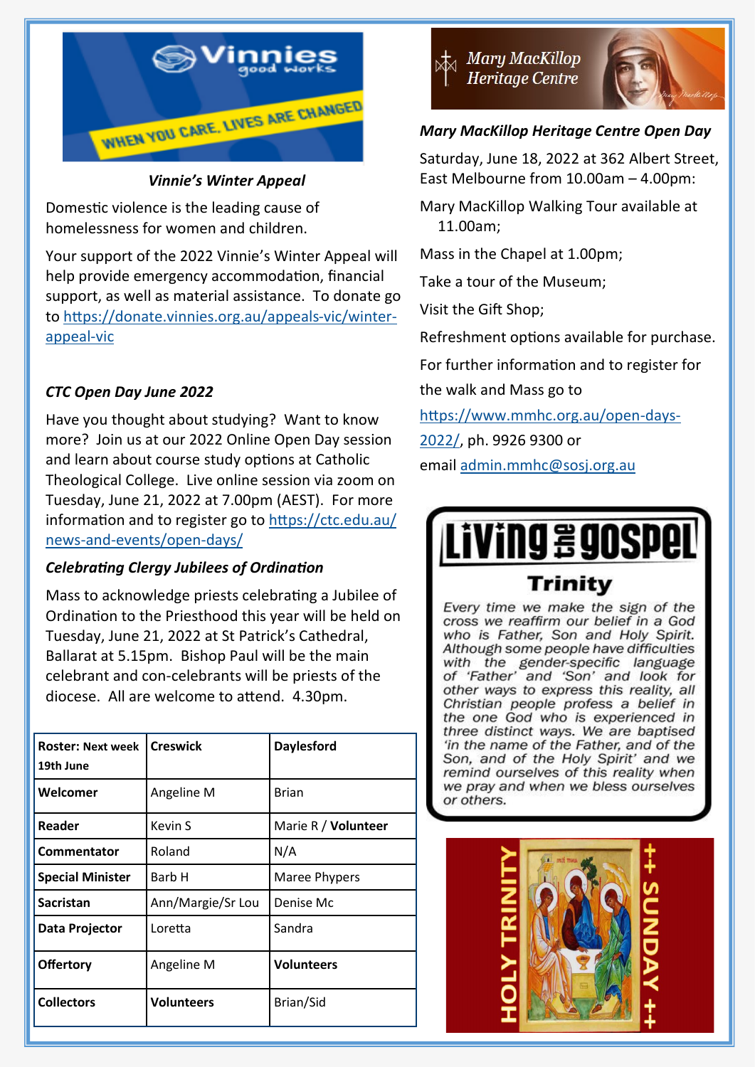Vinnies good works

WHEN YOU CARE, LIVES ARE CHANGED

### *Vinnie's Winter Appeal*

Domestic violence is the leading cause of homelessness for women and children.

Your support of the 2022 Vinnie's Winter Appeal will help provide emergency accommodation, financial support, as well as material assistance. To donate go to https://donate.vinnies.org.au/appeals-vic/winter-appeal-vic

### *CTC Open Day June 2022*

Have you thought about studying? Want to know more? Join us at our 2022 Online Open Day session and learn about course study options at Catholic Theological College. Live online session via zoom on Tuesday, June 21, 2022 at 7.00pm (AEST). For more information and to register go to https://ctc.edu.au/news-and-events/open-days/

### *Celebrating Clergy Jubilees of Ordination*

Mass to acknowledge priests celebrating a Jubilee of Ordination to the Priesthood this year will be held on Tuesday, June 21, 2022 at St Patrick's Cathedral, Ballarat at 5.15pm. Bishop Paul will be the main celebrant and con-celebrants will be priests of the diocese. All are welcome to attend. 4.30pm.

| **Roster:** Next week 19th June | **Creswick** | **Daylesford** |
|---|---|---|
| **Welcomer** | Angeline M | Brian |
| **Reader** | Kevin S | Marie R / **Volunteer** |
| **Commentator** | Roland | N/A |
| **Special Minister** | Barb H | Maree Phypers |
| **Sacristan** | Ann/Margie/Sr Lou | Denise Mc |
| **Data Projector** | Loretta | Sandra |
| **Offertory** | Angeline M | **Volunteers** |
| **Collectors** | **Volunteers** | Brian/Sid |

*Mary MacKillop Heritage Centre*

### *Mary MacKillop Heritage Centre Open Day*

Saturday, June 18, 2022 at 362 Albert Street, East Melbourne from 10.00am – 4.00pm:

Mary MacKillop Walking Tour available at 11.00am;

Mass in the Chapel at 1.00pm;

Take a tour of the Museum;

Visit the Gift Shop;

Refreshment options available for purchase.

For further information and to register for the walk and Mass go to https://www.mmhc.org.au/open-days-2022/, ph. 9926 9300 or email admin.mmhc@sosj.org.au

## Living the gospel

### Trinity

*Every time we make the sign of the cross we reaffirm our belief in a God who is Father, Son and Holy Spirit. Although some people have difficulties with the gender-specific language of 'Father' and 'Son' and look for other ways to express this reality, all Christian people profess a belief in the one God who is experienced in three distinct ways. We are baptised 'in the name of the Father, and of the Son, and of the Holy Spirit' and we remind ourselves of this reality when we pray and when we bless ourselves or others.*

HOLY TRINITY ++ SUNDAY ++